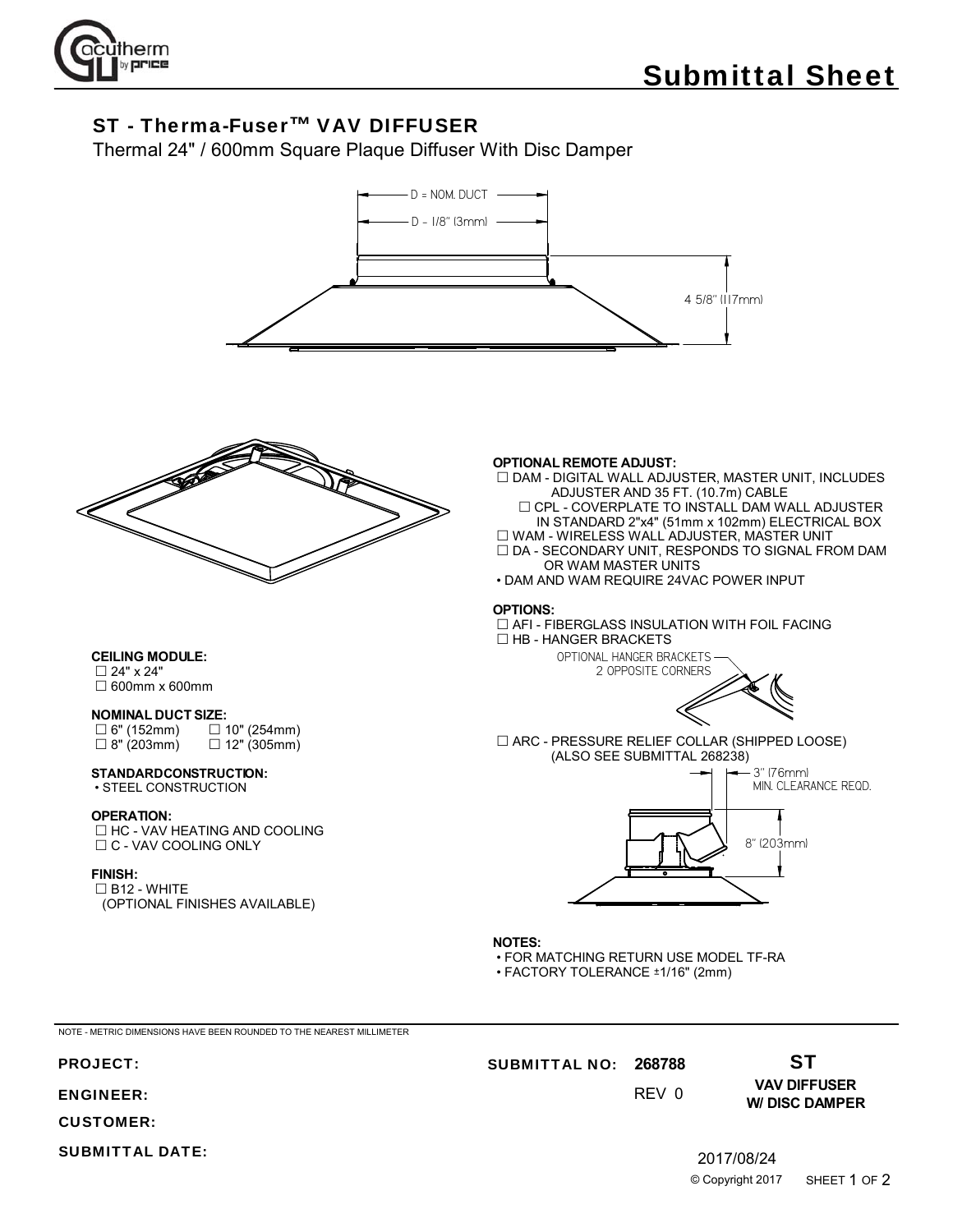# Submittal Sheet

## ST - Therma-Fuser™ VAV DIFFUSER

Thermal 24" / 600mm Square Plaque Diffuser With Disc Damper

D = NOM. DUCT

D - 1/8" (3mm)

4 5/8" (117mm)

**CEILING MODULE:**
- ☐ 24" x 24"
- ☐ 600mm x 600mm

**NOMINAL DUCT SIZE:**
- ☐ 6" (152mm) ☐ 10" (254mm)
- ☐ 8" (203mm) ☐ 12" (305mm)

**STANDARDCONSTRUCTION:**
- STEEL CONSTRUCTION

**OPERATION:**
- ☐ HC - VAV HEATING AND COOLING
- ☐ C - VAV COOLING ONLY

**FINISH:**
- ☐ B12 - WHITE
 (OPTIONAL FINISHES AVAILABLE)

**OPTIONAL REMOTE ADJUST:**
- ☐ DAM - DIGITAL WALL ADJUSTER, MASTER UNIT, INCLUDES ADJUSTER AND 35 FT. (10.7m) CABLE
  - ☐ CPL - COVERPLATE TO INSTALL DAM WALL ADJUSTER IN STANDARD 2"x4" (51mm x 102mm) ELECTRICAL BOX
- ☐ WAM - WIRELESS WALL ADJUSTER, MASTER UNIT
- ☐ DA - SECONDARY UNIT, RESPONDS TO SIGNAL FROM DAM OR WAM MASTER UNITS
- DAM AND WAM REQUIRE 24VAC POWER INPUT

**OPTIONS:**
- ☐ AFI - FIBERGLASS INSULATION WITH FOIL FACING
- ☐ HB - HANGER BRACKETS

OPTIONAL HANGER BRACKETS 2 OPPOSITE CORNERS

- ☐ ARC - PRESSURE RELIEF COLLAR (SHIPPED LOOSE) (ALSO SEE SUBMITTAL 268238)

3" (76mm) MIN. CLEARANCE REQD.

8" (203mm)

**NOTES:**
- FOR MATCHING RETURN USE MODEL TF-RA
- FACTORY TOLERANCE ±1/16" (2mm)

NOTE - METRIC DIMENSIONS HAVE BEEN ROUNDED TO THE NEAREST MILLIMETER

PROJECT:

ENGINEER:

CUSTOMER:

SUBMITTAL DATE:

SUBMITTAL NO: 268788

REV 0

**ST**

**VAV DIFFUSER W/ DISC DAMPER**

2017/08/24

© Copyright 2017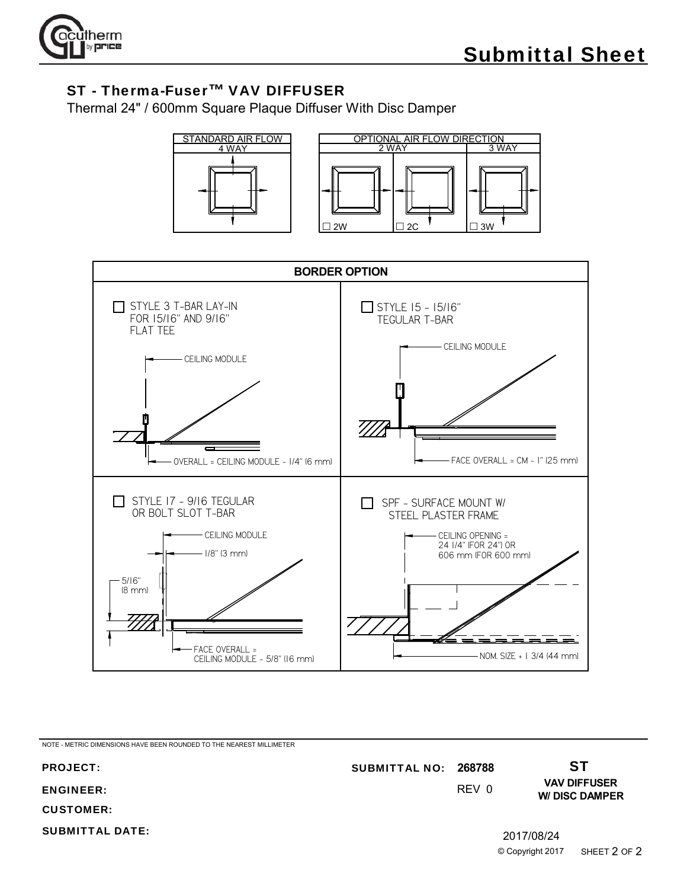## ST - Therma-Fuser™ VAV DIFFUSER

Thermal 24" / 600mm Square Plaque Diffuser With Disc Damper

| STANDARD AIR FLOW | OPTIONAL AIR FLOW DIRECTION | | |
|---|---|---|---|
| 4 WAY | 2 WAY | | 3 WAY |
| | ☐ 2W | ☐ 2C | ☐ 3W |

### BORDER OPTION

☐ STYLE 3 T-BAR LAY-IN FOR 15/16" AND 9/16" FLAT TEE

CEILING MODULE

OVERALL = CEILING MODULE - 1/4" (6 mm)

☐ STYLE 15 - 15/16" TEGULAR T-BAR

CEILING MODULE

FACE OVERALL = CM - 1" (25 mm)

☐ STYLE 17 - 9/16 TEGULAR OR BOLT SLOT T-BAR

CEILING MODULE

1/8" (3 mm)

5/16" (8 mm)

FACE OVERALL = CEILING MODULE - 5/8" (16 mm)

☐ SPF - SURFACE MOUNT W/ STEEL PLASTER FRAME

CEILING OPENING = 24 1/4" (FOR 24") OR 606 mm (FOR 600 mm)

NOM. SIZE + 1 3/4 (44 mm)

NOTE - METRIC DIMENSIONS HAVE BEEN ROUNDED TO THE NEAREST MILLIMETER

**PROJECT:**

**ENGINEER:**

**CUSTOMER:**

**SUBMITTAL DATE:**

**SUBMITTAL NO: 268788**

REV 0

**ST**

**VAV DIFFUSER W/ DISC DAMPER**

2017/08/24

© Copyright 2017